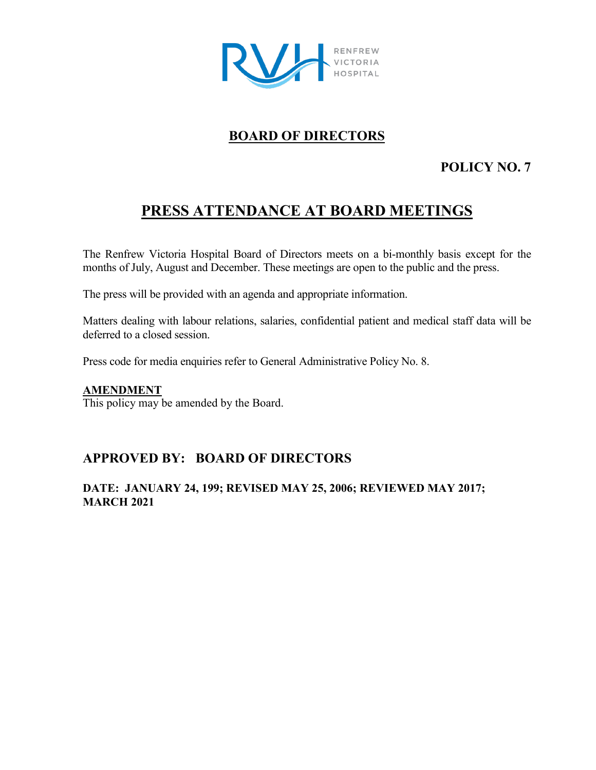RENFREW VICTORIA HOSPITAL

# BOARD OF DIRECTORS

**POLICY NO. 7**

## PRESS ATTENDANCE AT BOARD MEETINGS

The Renfrew Victoria Hospital Board of Directors meets on a bi-monthly basis except for the months of July, August and December. These meetings are open to the public and the press.

The press will be provided with an agenda and appropriate information.

Matters dealing with labour relations, salaries, confidential patient and medical staff data will be deferred to a closed session.

Press code for media enquiries refer to General Administrative Policy No. 8.

**AMENDMENT**
This policy may be amended by the Board.

### APPROVED BY: BOARD OF DIRECTORS

**DATE: JANUARY 24, 199; REVISED MAY 25, 2006; REVIEWED MAY 2017; MARCH 2021**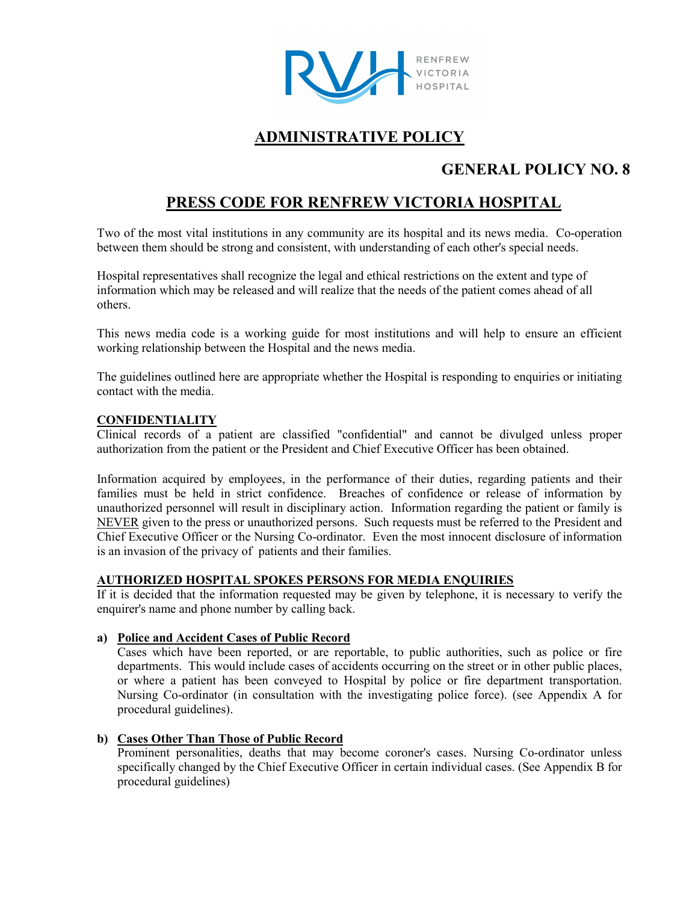# ADMINISTRATIVE POLICY

## GENERAL POLICY NO. 8

## PRESS CODE FOR RENFREW VICTORIA HOSPITAL

Two of the most vital institutions in any community are its hospital and its news media. Co-operation between them should be strong and consistent, with understanding of each other's special needs.

Hospital representatives shall recognize the legal and ethical restrictions on the extent and type of information which may be released and will realize that the needs of the patient comes ahead of all others.

This news media code is a working guide for most institutions and will help to ensure an efficient working relationship between the Hospital and the news media.

The guidelines outlined here are appropriate whether the Hospital is responding to enquiries or initiating contact with the media.

### CONFIDENTIALITY

Clinical records of a patient are classified "confidential" and cannot be divulged unless proper authorization from the patient or the President and Chief Executive Officer has been obtained.

Information acquired by employees, in the performance of their duties, regarding patients and their families must be held in strict confidence. Breaches of confidence or release of information by unauthorized personnel will result in disciplinary action. Information regarding the patient or family is NEVER given to the press or unauthorized persons. Such requests must be referred to the President and Chief Executive Officer or the Nursing Co-ordinator. Even the most innocent disclosure of information is an invasion of the privacy of patients and their families.

### AUTHORIZED HOSPITAL SPOKES PERSONS FOR MEDIA ENQUIRIES

If it is decided that the information requested may be given by telephone, it is necessary to verify the enquirer's name and phone number by calling back.

**a) Police and Accident Cases of Public Record**

Cases which have been reported, or are reportable, to public authorities, such as police or fire departments. This would include cases of accidents occurring on the street or in other public places, or where a patient has been conveyed to Hospital by police or fire department transportation. Nursing Co-ordinator (in consultation with the investigating police force). (see Appendix A for procedural guidelines).

**b) Cases Other Than Those of Public Record**

Prominent personalities, deaths that may become coroner's cases. Nursing Co-ordinator unless specifically changed by the Chief Executive Officer in certain individual cases. (See Appendix B for procedural guidelines)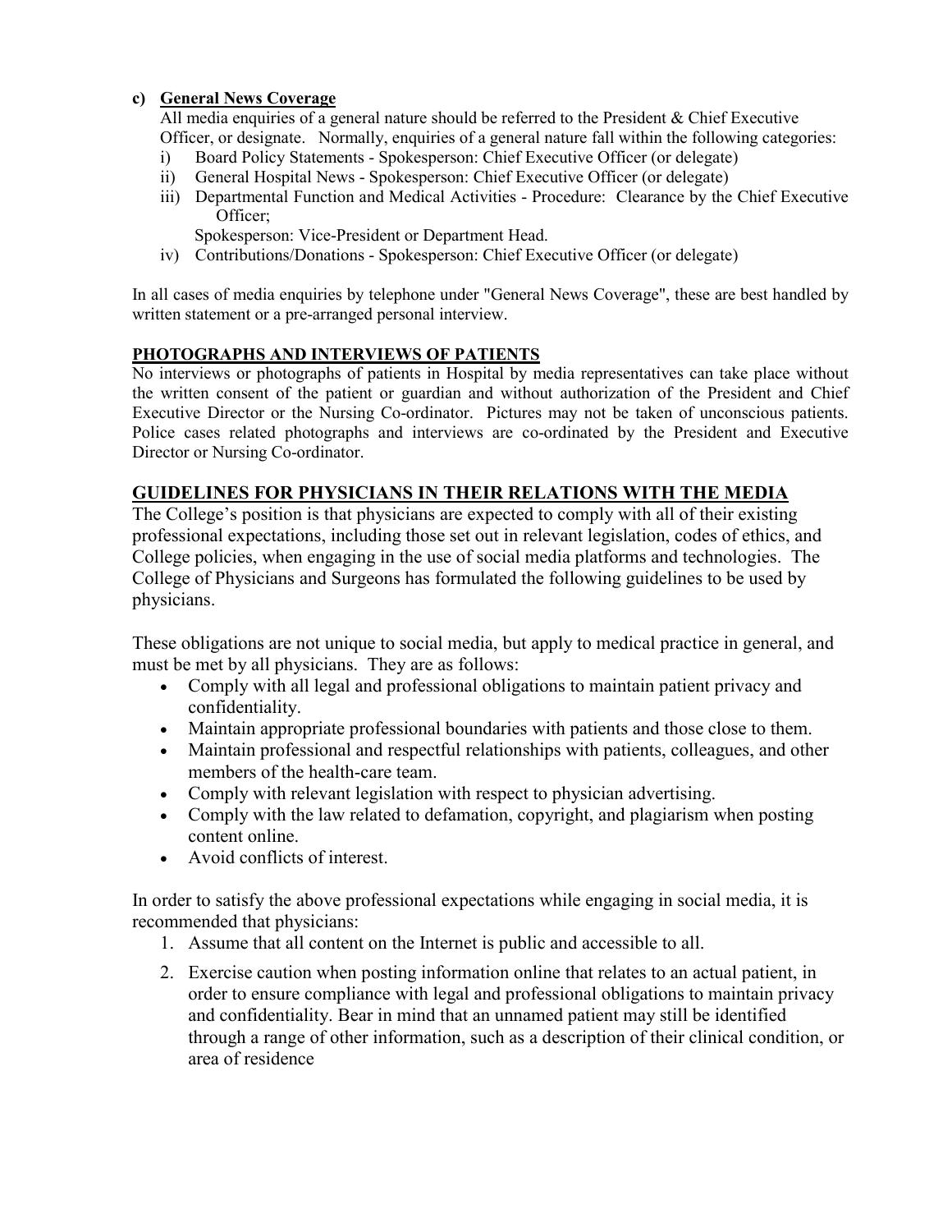**c) General News Coverage**

All media enquiries of a general nature should be referred to the President & Chief Executive Officer, or designate. Normally, enquiries of a general nature fall within the following categories:

i) Board Policy Statements - Spokesperson: Chief Executive Officer (or delegate)

ii) General Hospital News - Spokesperson: Chief Executive Officer (or delegate)

iii) Departmental Function and Medical Activities - Procedure: Clearance by the Chief Executive Officer;
Spokesperson: Vice-President or Department Head.

iv) Contributions/Donations - Spokesperson: Chief Executive Officer (or delegate)

In all cases of media enquiries by telephone under "General News Coverage", these are best handled by written statement or a pre-arranged personal interview.

**PHOTOGRAPHS AND INTERVIEWS OF PATIENTS**

No interviews or photographs of patients in Hospital by media representatives can take place without the written consent of the patient or guardian and without authorization of the President and Chief Executive Director or the Nursing Co-ordinator. Pictures may not be taken of unconscious patients. Police cases related photographs and interviews are co-ordinated by the President and Executive Director or Nursing Co-ordinator.

## GUIDELINES FOR PHYSICIANS IN THEIR RELATIONS WITH THE MEDIA

The College's position is that physicians are expected to comply with all of their existing professional expectations, including those set out in relevant legislation, codes of ethics, and College policies, when engaging in the use of social media platforms and technologies. The College of Physicians and Surgeons has formulated the following guidelines to be used by physicians.

These obligations are not unique to social media, but apply to medical practice in general, and must be met by all physicians. They are as follows:

- Comply with all legal and professional obligations to maintain patient privacy and confidentiality.
- Maintain appropriate professional boundaries with patients and those close to them.
- Maintain professional and respectful relationships with patients, colleagues, and other members of the health-care team.
- Comply with relevant legislation with respect to physician advertising.
- Comply with the law related to defamation, copyright, and plagiarism when posting content online.
- Avoid conflicts of interest.

In order to satisfy the above professional expectations while engaging in social media, it is recommended that physicians:

1. Assume that all content on the Internet is public and accessible to all.
2. Exercise caution when posting information online that relates to an actual patient, in order to ensure compliance with legal and professional obligations to maintain privacy and confidentiality. Bear in mind that an unnamed patient may still be identified through a range of other information, such as a description of their clinical condition, or area of residence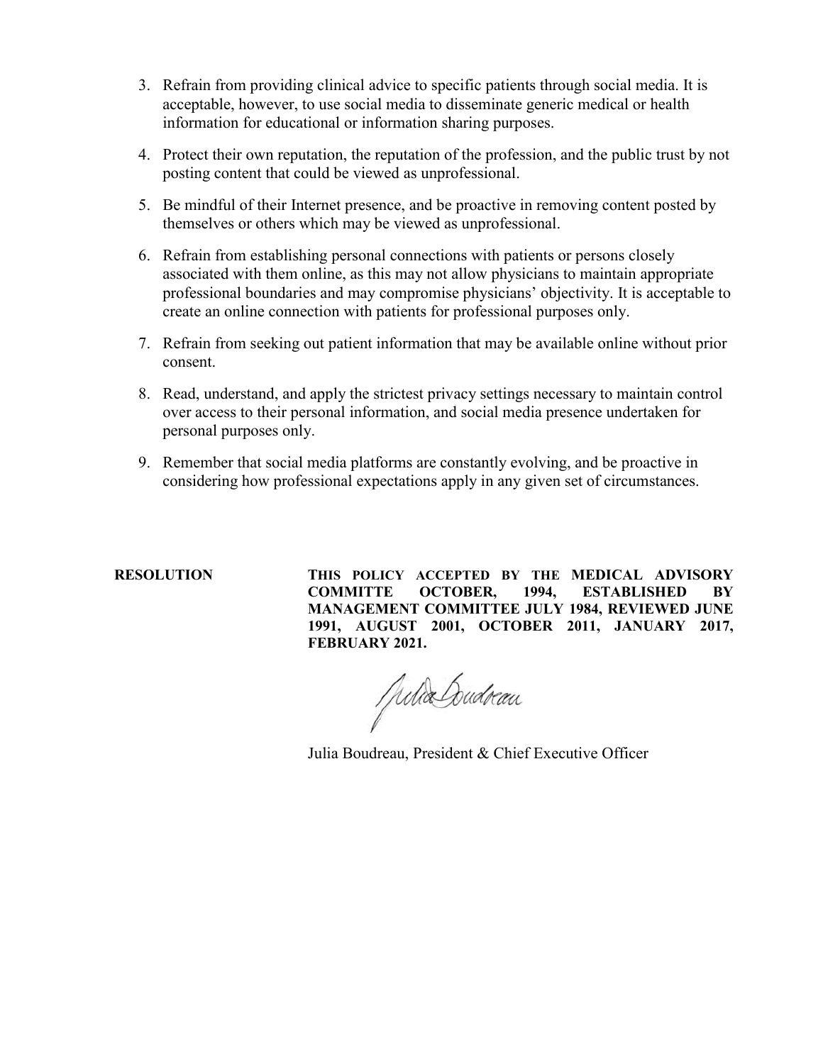3. Refrain from providing clinical advice to specific patients through social media. It is acceptable, however, to use social media to disseminate generic medical or health information for educational or information sharing purposes.

4. Protect their own reputation, the reputation of the profession, and the public trust by not posting content that could be viewed as unprofessional.

5. Be mindful of their Internet presence, and be proactive in removing content posted by themselves or others which may be viewed as unprofessional.

6. Refrain from establishing personal connections with patients or persons closely associated with them online, as this may not allow physicians to maintain appropriate professional boundaries and may compromise physicians' objectivity. It is acceptable to create an online connection with patients for professional purposes only.

7. Refrain from seeking out patient information that may be available online without prior consent.

8. Read, understand, and apply the strictest privacy settings necessary to maintain control over access to their personal information, and social media presence undertaken for personal purposes only.

9. Remember that social media platforms are constantly evolving, and be proactive in considering how professional expectations apply in any given set of circumstances.

**RESOLUTION**

**THIS POLICY ACCEPTED BY THE MEDICAL ADVISORY COMMITTE OCTOBER, 1994, ESTABLISHED BY MANAGEMENT COMMITTEE JULY 1984, REVIEWED JUNE 1991, AUGUST 2001, OCTOBER 2011, JANUARY 2017, FEBRUARY 2021.**

Julia Boudreau, President & Chief Executive Officer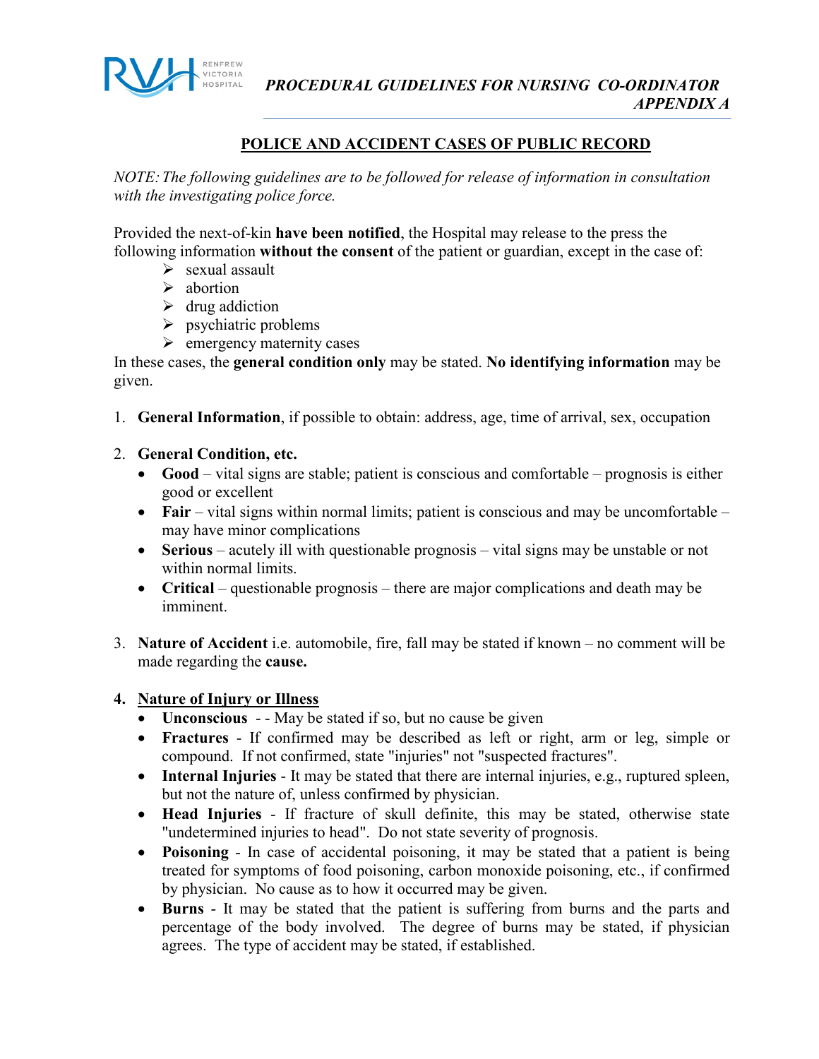## POLICE AND ACCIDENT CASES OF PUBLIC RECORD

*NOTE: The following guidelines are to be followed for release of information in consultation with the investigating police force.*

Provided the next-of-kin **have been notified**, the Hospital may release to the press the following information **without the consent** of the patient or guardian, except in the case of:

- sexual assault
- abortion
- drug addiction
- psychiatric problems
- emergency maternity cases

In these cases, the **general condition only** may be stated. **No identifying information** may be given.

1. **General Information**, if possible to obtain: address, age, time of arrival, sex, occupation

2. **General Condition, etc.**
   - **Good** – vital signs are stable; patient is conscious and comfortable – prognosis is either good or excellent
   - **Fair** – vital signs within normal limits; patient is conscious and may be uncomfortable – may have minor complications
   - **Serious** – acutely ill with questionable prognosis – vital signs may be unstable or not within normal limits.
   - **Critical** – questionable prognosis – there are major complications and death may be imminent.

3. **Nature of Accident** i.e. automobile, fire, fall may be stated if known – no comment will be made regarding the **cause.**

4. **Nature of Injury or Illness**
   - **Unconscious** - - May be stated if so, but no cause be given
   - **Fractures** - If confirmed may be described as left or right, arm or leg, simple or compound. If not confirmed, state "injuries" not "suspected fractures".
   - **Internal Injuries** - It may be stated that there are internal injuries, e.g., ruptured spleen, but not the nature of, unless confirmed by physician.
   - **Head Injuries** - If fracture of skull definite, this may be stated, otherwise state "undetermined injuries to head". Do not state severity of prognosis.
   - **Poisoning** - In case of accidental poisoning, it may be stated that a patient is being treated for symptoms of food poisoning, carbon monoxide poisoning, etc., if confirmed by physician. No cause as to how it occurred may be given.
   - **Burns** - It may be stated that the patient is suffering from burns and the parts and percentage of the body involved. The degree of burns may be stated, if physician agrees. The type of accident may be stated, if established.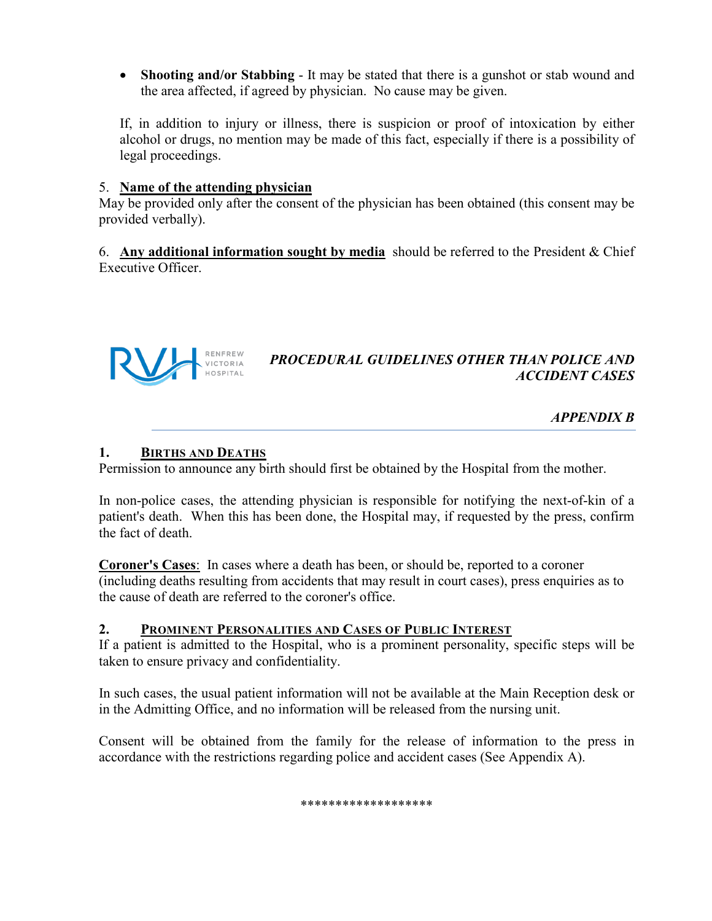- **Shooting and/or Stabbing** - It may be stated that there is a gunshot or stab wound and the area affected, if agreed by physician. No cause may be given.

If, in addition to injury or illness, there is suspicion or proof of intoxication by either alcohol or drugs, no mention may be made of this fact, especially if there is a possibility of legal proceedings.

5. **Name of the attending physician**
May be provided only after the consent of the physician has been obtained (this consent may be provided verbally).

6. **Any additional information sought by media** should be referred to the President & Chief Executive Officer.

RVH RENFREW VICTORIA HOSPITAL

## *PROCEDURAL GUIDELINES OTHER THAN POLICE AND ACCIDENT CASES*

### *APPENDIX B*

### 1. BIRTHS AND DEATHS

Permission to announce any birth should first be obtained by the Hospital from the mother.

In non-police cases, the attending physician is responsible for notifying the next-of-kin of a patient's death. When this has been done, the Hospital may, if requested by the press, confirm the fact of death.

**Coroner's Cases**: In cases where a death has been, or should be, reported to a coroner (including deaths resulting from accidents that may result in court cases), press enquiries as to the cause of death are referred to the coroner's office.

### 2. PROMINENT PERSONALITIES AND CASES OF PUBLIC INTEREST

If a patient is admitted to the Hospital, who is a prominent personality, specific steps will be taken to ensure privacy and confidentiality.

In such cases, the usual patient information will not be available at the Main Reception desk or in the Admitting Office, and no information will be released from the nursing unit.

Consent will be obtained from the family for the release of information to the press in accordance with the restrictions regarding police and accident cases (See Appendix A).

******************